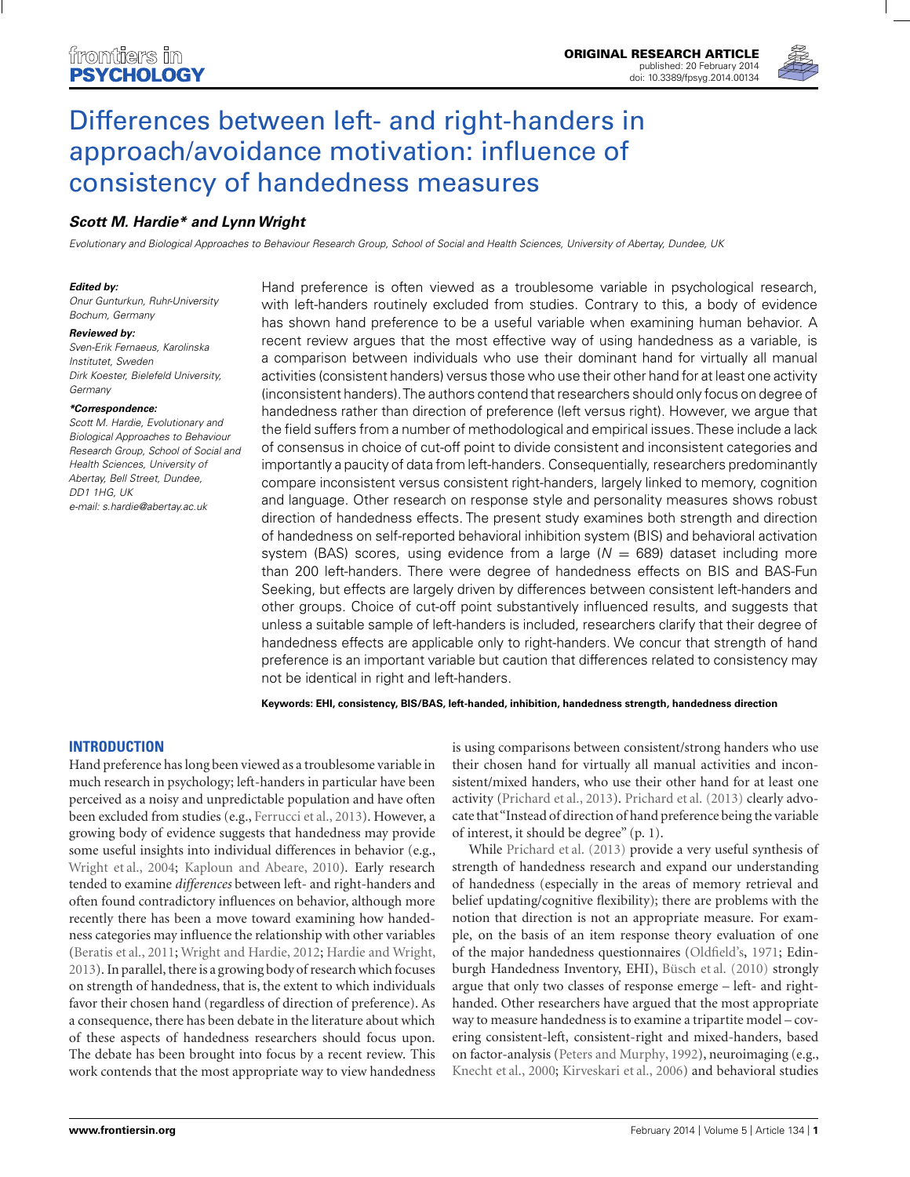ORIGINAL RESEARCH ARTICLE
published: 20 February 2014
doi: 10.3389/fpsyg.2014.00134

# Differences between left- and right-handers in approach/avoidance motivation: influence of consistency of handedness measures

***Scott M. Hardie\* and Lynn Wright***

*Evolutionary and Biological Approaches to Behaviour Research Group, School of Social and Health Sciences, University of Abertay, Dundee, UK*

***Edited by:***
*Onur Gunturkun, Ruhr-University Bochum, Germany*

***Reviewed by:***
*Sven-Erik Fernaeus, Karolinska Institutet, Sweden*
*Dirk Koester, Bielefeld University, Germany*

***\*Correspondence:***
*Scott M. Hardie, Evolutionary and Biological Approaches to Behaviour Research Group, School of Social and Health Sciences, University of Abertay, Bell Street, Dundee, DD1 1HG, UK*
*e-mail: s.hardie@abertay.ac.uk*

Hand preference is often viewed as a troublesome variable in psychological research, with left-handers routinely excluded from studies. Contrary to this, a body of evidence has shown hand preference to be a useful variable when examining human behavior. A recent review argues that the most effective way of using handedness as a variable, is a comparison between individuals who use their dominant hand for virtually all manual activities (consistent handers) versus those who use their other hand for at least one activity (inconsistent handers). The authors contend that researchers should only focus on degree of handedness rather than direction of preference (left versus right). However, we argue that the field suffers from a number of methodological and empirical issues. These include a lack of consensus in choice of cut-off point to divide consistent and inconsistent categories and importantly a paucity of data from left-handers. Consequentially, researchers predominantly compare inconsistent versus consistent right-handers, largely linked to memory, cognition and language. Other research on response style and personality measures shows robust direction of handedness effects. The present study examines both strength and direction of handedness on self-reported behavioral inhibition system (BIS) and behavioral activation system (BAS) scores, using evidence from a large ($N = 689$) dataset including more than 200 left-handers. There were degree of handedness effects on BIS and BAS-Fun Seeking, but effects are largely driven by differences between consistent left-handers and other groups. Choice of cut-off point substantively influenced results, and suggests that unless a suitable sample of left-handers is included, researchers clarify that their degree of handedness effects are applicable only to right-handers. We concur that strength of hand preference is an important variable but caution that differences related to consistency may not be identical in right and left-handers.

**Keywords: EHI, consistency, BIS/BAS, left-handed, inhibition, handedness strength, handedness direction**

## INTRODUCTION

Hand preference has long been viewed as a troublesome variable in much research in psychology; left-handers in particular have been perceived as a noisy and unpredictable population and have often been excluded from studies (e.g., Ferrucci et al., 2013). However, a growing body of evidence suggests that handedness may provide some useful insights into individual differences in behavior (e.g., Wright et al., 2004; Kaploun and Abeare, 2010). Early research tended to examine *differences* between left- and right-handers and often found contradictory influences on behavior, although more recently there has been a move toward examining how handedness categories may influence the relationship with other variables (Beratis et al., 2011; Wright and Hardie, 2012; Hardie and Wright, 2013). In parallel, there is a growing body of research which focuses on strength of handedness, that is, the extent to which individuals favor their chosen hand (regardless of direction of preference). As a consequence, there has been debate in the literature about which of these aspects of handedness researchers should focus upon. The debate has been brought into focus by a recent review. This work contends that the most appropriate way to view handedness is using comparisons between consistent/strong handers who use their chosen hand for virtually all manual activities and inconsistent/mixed handers, who use their other hand for at least one activity (Prichard et al., 2013). Prichard et al. (2013) clearly advocate that "Instead of direction of hand preference being the variable of interest, it should be degree" (p. 1).

While Prichard et al. (2013) provide a very useful synthesis of strength of handedness research and expand our understanding of handedness (especially in the areas of memory retrieval and belief updating/cognitive flexibility); there are problems with the notion that direction is not an appropriate measure. For example, on the basis of an item response theory evaluation of one of the major handedness questionnaires (Oldfield's, 1971; Edinburgh Handedness Inventory, EHI), Büsch et al. (2010) strongly argue that only two classes of response emerge – left- and right-handed. Other researchers have argued that the most appropriate way to measure handedness is to examine a tripartite model – covering consistent-left, consistent-right and mixed-handers, based on factor-analysis (Peters and Murphy, 1992), neuroimaging (e.g., Knecht et al., 2000; Kirveskari et al., 2006) and behavioral studies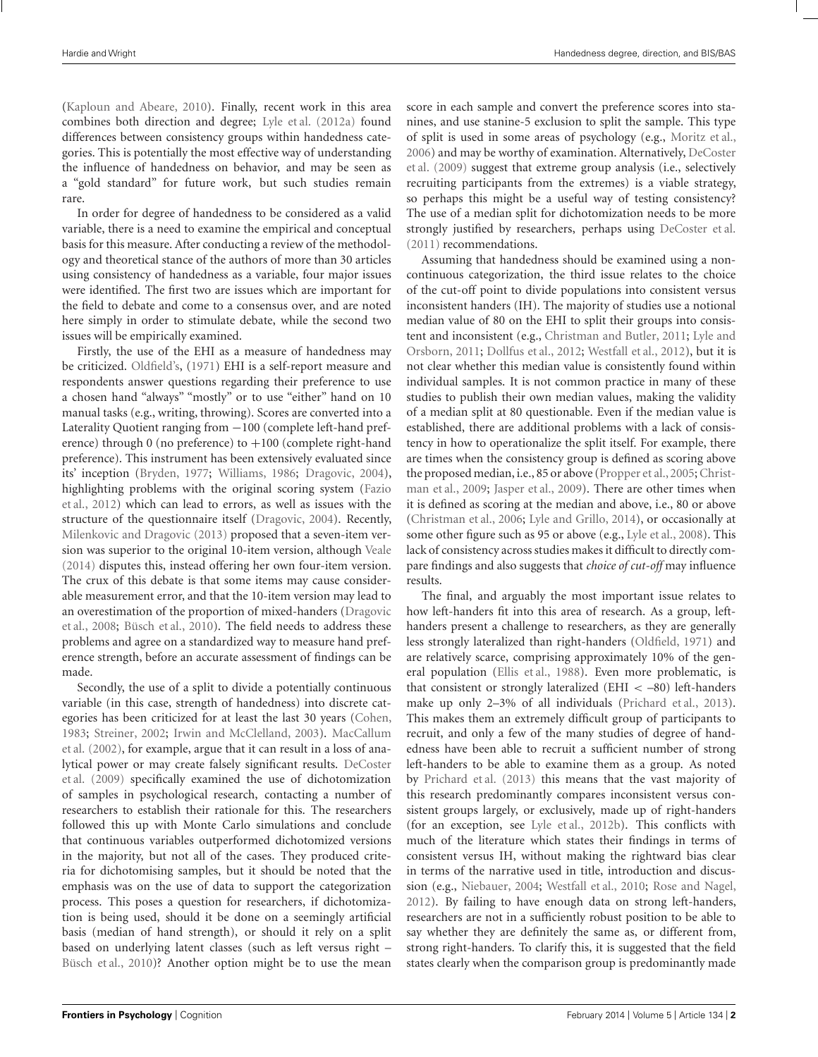(Kaploun and Abeare, 2010). Finally, recent work in this area combines both direction and degree; Lyle et al. (2012a) found differences between consistency groups within handedness categories. This is potentially the most effective way of understanding the influence of handedness on behavior, and may be seen as a "gold standard" for future work, but such studies remain rare.

In order for degree of handedness to be considered as a valid variable, there is a need to examine the empirical and conceptual basis for this measure. After conducting a review of the methodology and theoretical stance of the authors of more than 30 articles using consistency of handedness as a variable, four major issues were identified. The first two are issues which are important for the field to debate and come to a consensus over, and are noted here simply in order to stimulate debate, while the second two issues will be empirically examined.

Firstly, the use of the EHI as a measure of handedness may be criticized. Oldfield's, (1971) EHI is a self-report measure and respondents answer questions regarding their preference to use a chosen hand "always" "mostly" or to use "either" hand on 10 manual tasks (e.g., writing, throwing). Scores are converted into a Laterality Quotient ranging from −100 (complete left-hand preference) through 0 (no preference) to +100 (complete right-hand preference). This instrument has been extensively evaluated since its' inception (Bryden, 1977; Williams, 1986; Dragovic, 2004), highlighting problems with the original scoring system (Fazio et al., 2012) which can lead to errors, as well as issues with the structure of the questionnaire itself (Dragovic, 2004). Recently, Milenkovic and Dragovic (2013) proposed that a seven-item version was superior to the original 10-item version, although Veale (2014) disputes this, instead offering her own four-item version. The crux of this debate is that some items may cause considerable measurement error, and that the 10-item version may lead to an overestimation of the proportion of mixed-handers (Dragovic et al., 2008; Büsch et al., 2010). The field needs to address these problems and agree on a standardized way to measure hand preference strength, before an accurate assessment of findings can be made.

Secondly, the use of a split to divide a potentially continuous variable (in this case, strength of handedness) into discrete categories has been criticized for at least the last 30 years (Cohen, 1983; Streiner, 2002; Irwin and McClelland, 2003). MacCallum et al. (2002), for example, argue that it can result in a loss of analytical power or may create falsely significant results. DeCoster et al. (2009) specifically examined the use of dichotomization of samples in psychological research, contacting a number of researchers to establish their rationale for this. The researchers followed this up with Monte Carlo simulations and conclude that continuous variables outperformed dichotomized versions in the majority, but not all of the cases. They produced criteria for dichotomising samples, but it should be noted that the emphasis was on the use of data to support the categorization process. This poses a question for researchers, if dichotomization is being used, should it be done on a seemingly artificial basis (median of hand strength), or should it rely on a split based on underlying latent classes (such as left versus right – Büsch et al., 2010)? Another option might be to use the mean score in each sample and convert the preference scores into stanines, and use stanine-5 exclusion to split the sample. This type of split is used in some areas of psychology (e.g., Moritz et al., 2006) and may be worthy of examination. Alternatively, DeCoster et al. (2009) suggest that extreme group analysis (i.e., selectively recruiting participants from the extremes) is a viable strategy, so perhaps this might be a useful way of testing consistency? The use of a median split for dichotomization needs to be more strongly justified by researchers, perhaps using DeCoster et al. (2011) recommendations.

Assuming that handedness should be examined using a non-continuous categorization, the third issue relates to the choice of the cut-off point to divide populations into consistent versus inconsistent handers (IH). The majority of studies use a notional median value of 80 on the EHI to split their groups into consistent and inconsistent (e.g., Christman and Butler, 2011; Lyle and Orsborn, 2011; Dollfus et al., 2012; Westfall et al., 2012), but it is not clear whether this median value is consistently found within individual samples. It is not common practice in many of these studies to publish their own median values, making the validity of a median split at 80 questionable. Even if the median value is established, there are additional problems with a lack of consistency in how to operationalize the split itself. For example, there are times when the consistency group is defined as scoring above the proposed median, i.e., 85 or above (Propper et al., 2005; Christman et al., 2009; Jasper et al., 2009). There are other times when it is defined as scoring at the median and above, i.e., 80 or above (Christman et al., 2006; Lyle and Grillo, 2014), or occasionally at some other figure such as 95 or above (e.g., Lyle et al., 2008). This lack of consistency across studies makes it difficult to directly compare findings and also suggests that *choice of cut-off* may influence results.

The final, and arguably the most important issue relates to how left-handers fit into this area of research. As a group, left-handers present a challenge to researchers, as they are generally less strongly lateralized than right-handers (Oldfield, 1971) and are relatively scarce, comprising approximately 10% of the general population (Ellis et al., 1988). Even more problematic, is that consistent or strongly lateralized (EHI < –80) left-handers make up only 2–3% of all individuals (Prichard et al., 2013). This makes them an extremely difficult group of participants to recruit, and only a few of the many studies of degree of handedness have been able to recruit a sufficient number of strong left-handers to be able to examine them as a group. As noted by Prichard et al. (2013) this means that the vast majority of this research predominantly compares inconsistent versus consistent groups largely, or exclusively, made up of right-handers (for an exception, see Lyle et al., 2012b). This conflicts with much of the literature which states their findings in terms of consistent versus IH, without making the rightward bias clear in terms of the narrative used in title, introduction and discussion (e.g., Niebauer, 2004; Westfall et al., 2010; Rose and Nagel, 2012). By failing to have enough data on strong left-handers, researchers are not in a sufficiently robust position to be able to say whether they are definitely the same as, or different from, strong right-handers. To clarify this, it is suggested that the field states clearly when the comparison group is predominantly made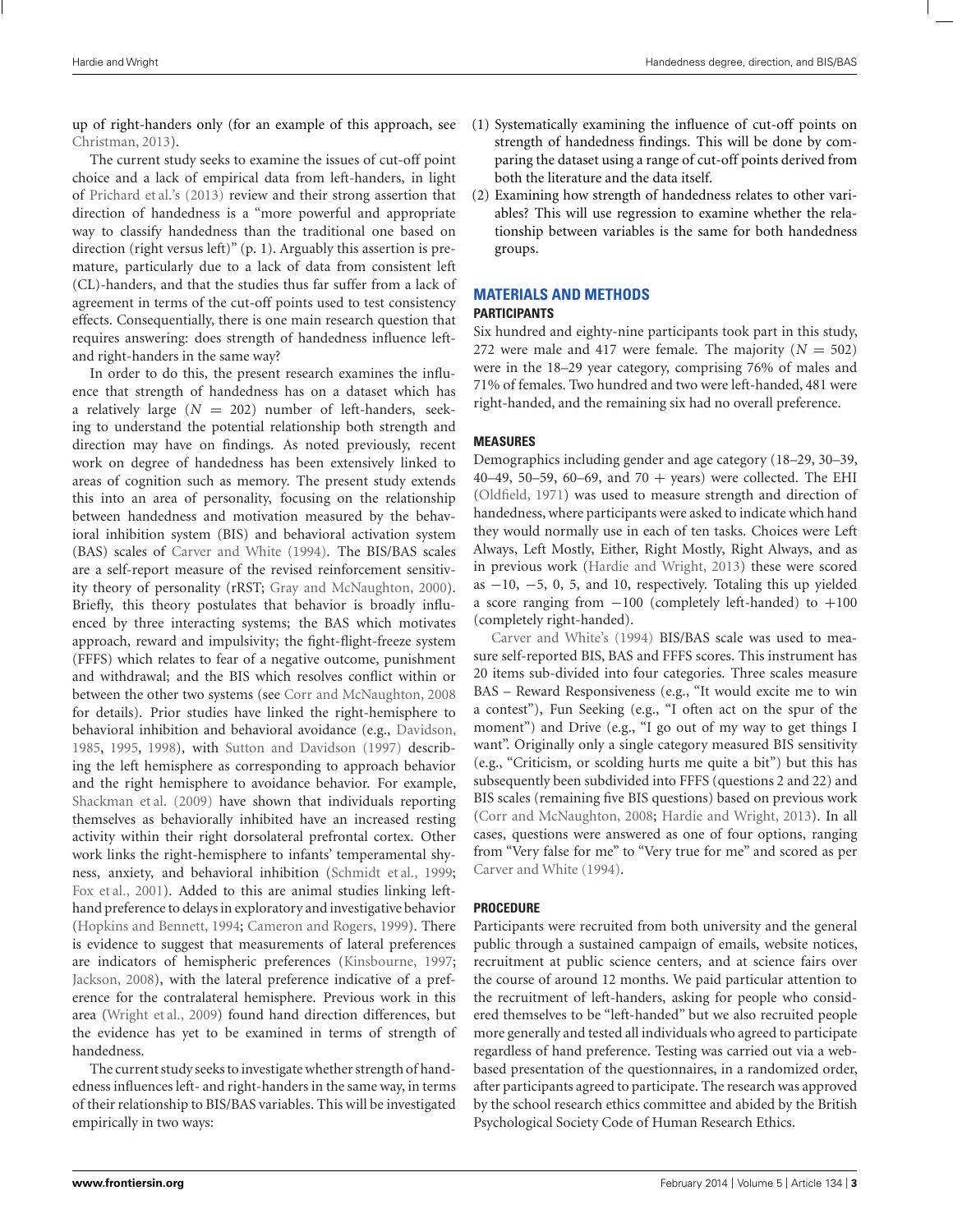up of right-handers only (for an example of this approach, see Christman, 2013).

The current study seeks to examine the issues of cut-off point choice and a lack of empirical data from left-handers, in light of Prichard et al.'s (2013) review and their strong assertion that direction of handedness is a "more powerful and appropriate way to classify handedness than the traditional one based on direction (right versus left)" (p. 1). Arguably this assertion is premature, particularly due to a lack of data from consistent left (CL)-handers, and that the studies thus far suffer from a lack of agreement in terms of the cut-off points used to test consistency effects. Consequentially, there is one main research question that requires answering: does strength of handedness influence left- and right-handers in the same way?

In order to do this, the present research examines the influence that strength of handedness has on a dataset which has a relatively large ($N = 202$) number of left-handers, seeking to understand the potential relationship both strength and direction may have on findings. As noted previously, recent work on degree of handedness has been extensively linked to areas of cognition such as memory. The present study extends this into an area of personality, focusing on the relationship between handedness and motivation measured by the behavioral inhibition system (BIS) and behavioral activation system (BAS) scales of Carver and White (1994). The BIS/BAS scales are a self-report measure of the revised reinforcement sensitivity theory of personality (rRST; Gray and McNaughton, 2000). Briefly, this theory postulates that behavior is broadly influenced by three interacting systems; the BAS which motivates approach, reward and impulsivity; the fight-flight-freeze system (FFFS) which relates to fear of a negative outcome, punishment and withdrawal; and the BIS which resolves conflict within or between the other two systems (see Corr and McNaughton, 2008 for details). Prior studies have linked the right-hemisphere to behavioral inhibition and behavioral avoidance (e.g., Davidson, 1985, 1995, 1998), with Sutton and Davidson (1997) describing the left hemisphere as corresponding to approach behavior and the right hemisphere to avoidance behavior. For example, Shackman et al. (2009) have shown that individuals reporting themselves as behaviorally inhibited have an increased resting activity within their right dorsolateral prefrontal cortex. Other work links the right-hemisphere to infants' temperamental shyness, anxiety, and behavioral inhibition (Schmidt et al., 1999; Fox et al., 2001). Added to this are animal studies linking left-hand preference to delays in exploratory and investigative behavior (Hopkins and Bennett, 1994; Cameron and Rogers, 1999). There is evidence to suggest that measurements of lateral preferences are indicators of hemispheric preferences (Kinsbourne, 1997; Jackson, 2008), with the lateral preference indicative of a preference for the contralateral hemisphere. Previous work in this area (Wright et al., 2009) found hand direction differences, but the evidence has yet to be examined in terms of strength of handedness.

The current study seeks to investigate whether strength of handedness influences left- and right-handers in the same way, in terms of their relationship to BIS/BAS variables. This will be investigated empirically in two ways:

(1) Systematically examining the influence of cut-off points on strength of handedness findings. This will be done by comparing the dataset using a range of cut-off points derived from both the literature and the data itself.
(2) Examining how strength of handedness relates to other variables? This will use regression to examine whether the relationship between variables is the same for both handedness groups.

## MATERIALS AND METHODS

### PARTICIPANTS

Six hundred and eighty-nine participants took part in this study, 272 were male and 417 were female. The majority ($N = 502$) were in the 18–29 year category, comprising 76% of males and 71% of females. Two hundred and two were left-handed, 481 were right-handed, and the remaining six had no overall preference.

### MEASURES

Demographics including gender and age category (18–29, 30–39, 40–49, 50–59, 60–69, and 70 + years) were collected. The EHI (Oldfield, 1971) was used to measure strength and direction of handedness, where participants were asked to indicate which hand they would normally use in each of ten tasks. Choices were Left Always, Left Mostly, Either, Right Mostly, Right Always, and as in previous work (Hardie and Wright, 2013) these were scored as $-10$, $-5$, 0, 5, and 10, respectively. Totaling this up yielded a score ranging from $-100$ (completely left-handed) to $+100$ (completely right-handed).

Carver and White's (1994) BIS/BAS scale was used to measure self-reported BIS, BAS and FFFS scores. This instrument has 20 items sub-divided into four categories. Three scales measure BAS – Reward Responsiveness (e.g., "It would excite me to win a contest"), Fun Seeking (e.g., "I often act on the spur of the moment") and Drive (e.g., "I go out of my way to get things I want". Originally only a single category measured BIS sensitivity (e.g., "Criticism, or scolding hurts me quite a bit") but this has subsequently been subdivided into FFFS (questions 2 and 22) and BIS scales (remaining five BIS questions) based on previous work (Corr and McNaughton, 2008; Hardie and Wright, 2013). In all cases, questions were answered as one of four options, ranging from "Very false for me" to "Very true for me" and scored as per Carver and White (1994).

### PROCEDURE

Participants were recruited from both university and the general public through a sustained campaign of emails, website notices, recruitment at public science centers, and at science fairs over the course of around 12 months. We paid particular attention to the recruitment of left-handers, asking for people who considered themselves to be "left-handed" but we also recruited people more generally and tested all individuals who agreed to participate regardless of hand preference. Testing was carried out via a web-based presentation of the questionnaires, in a randomized order, after participants agreed to participate. The research was approved by the school research ethics committee and abided by the British Psychological Society Code of Human Research Ethics.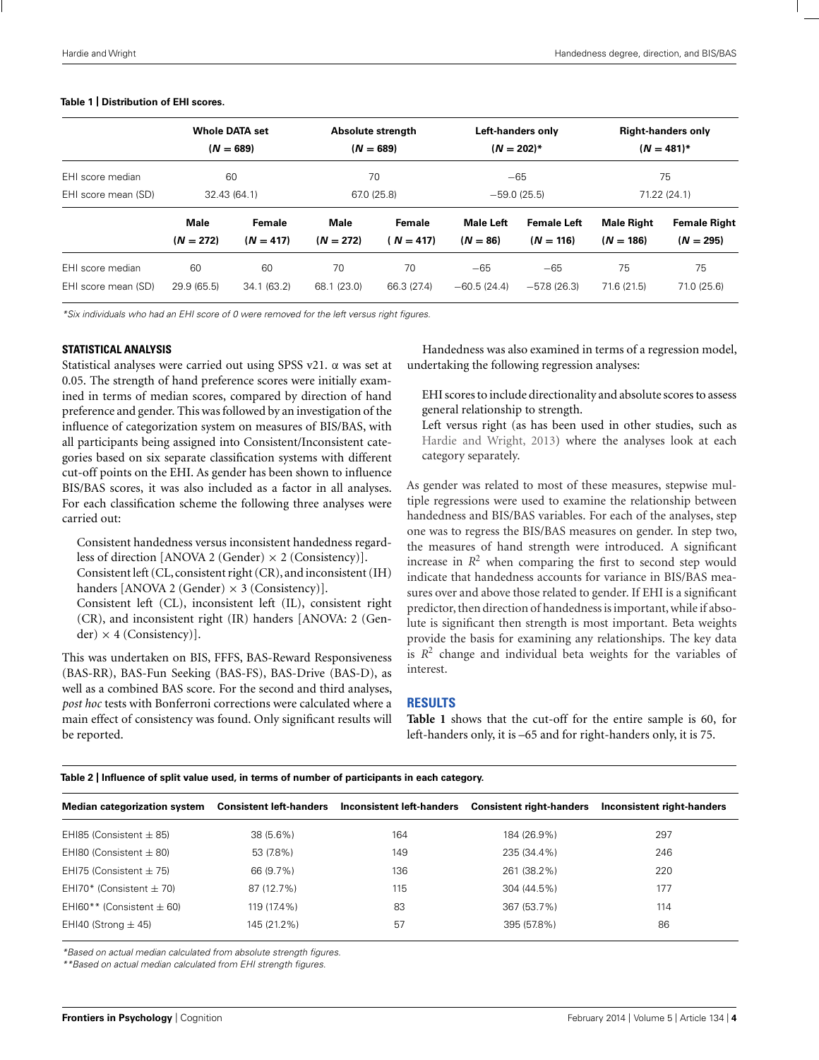**Table 1 | Distribution of EHI scores.**

| | Whole DATA set ($N = 689$) | | Absolute strength ($N = 689$) | | Left-handers only ($N = 202$)* | | Right-handers only ($N = 481$)* | |
|---|---|---|---|---|---|---|---|---|
| EHI score median | 60 | | 70 | | −65 | | 75 | |
| EHI score mean (SD) | 32.43 (64.1) | | 67.0 (25.8) | | −59.0 (25.5) | | 71.22 (24.1) | |
| | **Male ($N = 272$)** | **Female ($N = 417$)** | **Male ($N = 272$)** | **Female ($N = 417$)** | **Male Left ($N = 86$)** | **Female Left ($N = 116$)** | **Male Right ($N = 186$)** | **Female Right ($N = 295$)** |
| EHI score median | 60 | 60 | 70 | 70 | −65 | −65 | 75 | 75 |
| EHI score mean (SD) | 29.9 (65.5) | 34.1 (63.2) | 68.1 (23.0) | 66.3 (27.4) | −60.5 (24.4) | −57.8 (26.3) | 71.6 (21.5) | 71.0 (25.6) |

*Six individuals who had an EHI score of 0 were removed for the left versus right figures.*

### STATISTICAL ANALYSIS

Statistical analyses were carried out using SPSS v21. α was set at 0.05. The strength of hand preference scores were initially examined in terms of median scores, compared by direction of hand preference and gender. This was followed by an investigation of the influence of categorization system on measures of BIS/BAS, with all participants being assigned into Consistent/Inconsistent categories based on six separate classification systems with different cut-off points on the EHI. As gender has been shown to influence BIS/BAS scores, it was also included as a factor in all analyses. For each classification scheme the following three analyses were carried out:

Consistent handedness versus inconsistent handedness regardless of direction [ANOVA 2 (Gender) × 2 (Consistency)].
Consistent left (CL, consistent right (CR), and inconsistent (IH) handers [ANOVA 2 (Gender) × 3 (Consistency)].
Consistent left (CL), inconsistent left (IL), consistent right (CR), and inconsistent right (IR) handers [ANOVA: 2 (Gender) × 4 (Consistency)].

This was undertaken on BIS, FFFS, BAS-Reward Responsiveness (BAS-RR), BAS-Fun Seeking (BAS-FS), BAS-Drive (BAS-D), as well as a combined BAS score. For the second and third analyses, *post hoc* tests with Bonferroni corrections were calculated where a main effect of consistency was found. Only significant results will be reported.

Handedness was also examined in terms of a regression model, undertaking the following regression analyses:

EHI scores to include directionality and absolute scores to assess general relationship to strength.
Left versus right (as has been used in other studies, such as Hardie and Wright, 2013) where the analyses look at each category separately.

As gender was related to most of these measures, stepwise multiple regressions were used to examine the relationship between handedness and BIS/BAS variables. For each of the analyses, step one was to regress the BIS/BAS measures on gender. In step two, the measures of hand strength were introduced. A significant increase in $R^2$ when comparing the first to second step would indicate that handedness accounts for variance in BIS/BAS measures over and above those related to gender. If EHI is a significant predictor, then direction of handedness is important, while if absolute is significant then strength is most important. Beta weights provide the basis for examining any relationships. The key data is $R^2$ change and individual beta weights for the variables of interest.

## RESULTS

**Table 1** shows that the cut-off for the entire sample is 60, for left-handers only, it is –65 and for right-handers only, it is 75.

**Table 2 | Influence of split value used, in terms of number of participants in each category.**

| Median categorization system | Consistent left-handers | Inconsistent left-handers | Consistent right-handers | Inconsistent right-handers |
|---|---|---|---|---|
| EHI85 (Consistent ± 85) | 38 (5.6%) | 164 | 184 (26.9%) | 297 |
| EHI80 (Consistent ± 80) | 53 (7.8%) | 149 | 235 (34.4%) | 246 |
| EHI75 (Consistent ± 75) | 66 (9.7%) | 136 | 261 (38.2%) | 220 |
| EHI70* (Consistent ± 70) | 87 (12.7%) | 115 | 304 (44.5%) | 177 |
| EHI60** (Consistent ± 60) | 119 (17.4%) | 83 | 367 (53.7%) | 114 |
| EHI40 (Strong ± 45) | 145 (21.2%) | 57 | 395 (57.8%) | 86 |

*Based on actual median calculated from absolute strength figures.
**Based on actual median calculated from EHI strength figures.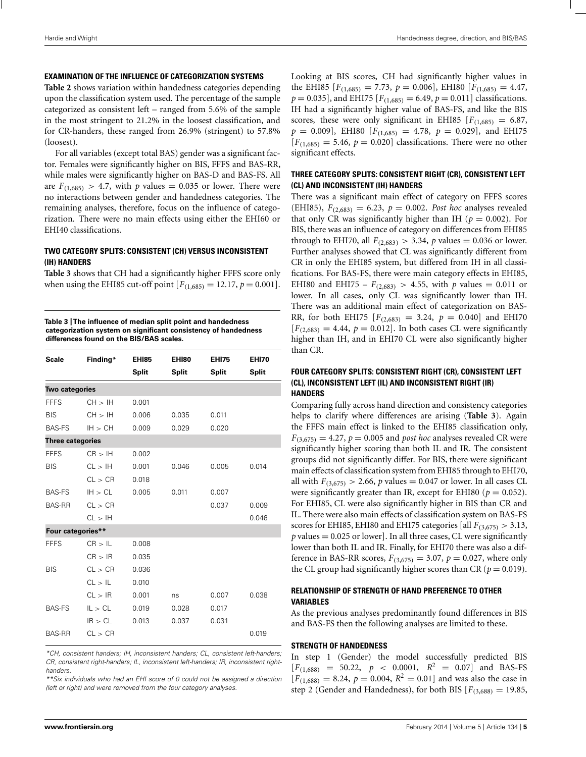### EXAMINATION OF THE INFLUENCE OF CATEGORIZATION SYSTEMS

**Table 2** shows variation within handedness categories depending upon the classification system used. The percentage of the sample categorized as consistent left – ranged from 5.6% of the sample in the most stringent to 21.2% in the loosest classification, and for CR-handers, these ranged from 26.9% (stringent) to 57.8% (loosest).

For all variables (except total BAS) gender was a significant factor. Females were significantly higher on BIS, FFFS and BAS-RR, while males were significantly higher on BAS-D and BAS-FS. All are $F_{(1,685)} > 4.7$, with $p$ values $= 0.035$ or lower. There were no interactions between gender and handedness categories. The remaining analyses, therefore, focus on the influence of categorization. There were no main effects using either the EHI60 or EHI40 classifications.

### TWO CATEGORY SPLITS: CONSISTENT (CH) VERSUS INCONSISTENT (IH) HANDERS

**Table 3** shows that CH had a significantly higher FFFS score only when using the EHI85 cut-off point [$F_{(1,685)} = 12.17$, $p = 0.001$].

**Table 3 | The influence of median split point and handedness categorization system on significant consistency of handedness differences found on the BIS/BAS scales.**

| Scale | Finding* | EHI85 Split | EHI80 Split | EHI75 Split | EHI70 Split |
|---|---|---|---|---|---|
| **Two categories** | | | | | |
| FFFS | CH > IH | 0.001 | | | |
| BIS | CH > IH | 0.006 | 0.035 | 0.011 | |
| BAS-FS | IH > CH | 0.009 | 0.029 | 0.020 | |
| **Three categories** | | | | | |
| FFFS | CR > IH | 0.002 | | | |
| BIS | CL > IH | 0.001 | 0.046 | 0.005 | 0.014 |
| | CL > CR | 0.018 | | | |
| BAS-FS | IH > CL | 0.005 | 0.011 | 0.007 | |
| BAS-RR | CL > CR | | | 0.037 | 0.009 |
| | CL > IH | | | | 0.046 |
| **Four categories**** | | | | | |
| FFFS | CR > IL | 0.008 | | | |
| | CR > IR | 0.035 | | | |
| BIS | CL > CR | 0.036 | | | |
| | CL > IL | 0.010 | | | |
| | CL > IR | 0.001 | ns | 0.007 | 0.038 |
| BAS-FS | IL > CL | 0.019 | 0.028 | 0.017 | |
| | IR > CL | 0.013 | 0.037 | 0.031 | |
| BAS-RR | CL > CR | | | | 0.019 |

*CH, consistent handers; IH, inconsistent handers; CL, consistent left-handers; CR, consistent right-handers; IL, inconsistent left-handers; IR, inconsistent right-handers.*

***Six individuals who had an EHI score of 0 could not be assigned a direction (left or right) and were removed from the four category analyses.*

Looking at BIS scores, CH had significantly higher values in the EHI85 [$F_{(1,685)} = 7.73$, $p = 0.006$], EHI80 [$F_{(1,685)} = 4.47$, $p = 0.035$], and EHI75 [$F_{(1,685)} = 6.49$, $p = 0.011$] classifications. IH had a significantly higher value of BAS-FS, and like the BIS scores, these were only significant in EHI85 [$F_{(1,685)} = 6.87$, $p = 0.009$], EHI80 [$F_{(1,685)} = 4.78$, $p = 0.029$], and EHI75 [$F_{(1,685)} = 5.46$, $p = 0.020$] classifications. There were no other significant effects.

### THREE CATEGORY SPLITS: CONSISTENT RIGHT (CR), CONSISTENT LEFT (CL) AND INCONSISTENT (IH) HANDERS

There was a significant main effect of category on FFFS scores (EHI85), $F_{(2,683)} = 6.23$, $p = 0.002$. *Post hoc* analyses revealed that only CR was significantly higher than IH ($p = 0.002$). For BIS, there was an influence of category on differences from EHI85 through to EHI70, all $F_{(2,683)} > 3.34$, $p$ values $= 0.036$ or lower. Further analyses showed that CL was significantly different from CR in only the EHI85 system, but differed from IH in all classifications. For BAS-FS, there were main category effects in EHI85, EHI80 and EHI75 – $F_{(2,683)} > 4.55$, with $p$ values $= 0.011$ or lower. In all cases, only CL was significantly lower than IH. There was an additional main effect of categorization on BAS-RR, for both EHI75 [$F_{(2,683)} = 3.24$, $p = 0.040$] and EHI70 [$F_{(2,683)} = 4.44$, $p = 0.012$]. In both cases CL were significantly higher than IH, and in EHI70 CL were also significantly higher than CR.

### FOUR CATEGORY SPLITS: CONSISTENT RIGHT (CR), CONSISTENT LEFT (CL), INCONSISTENT LEFT (IL) AND INCONSISTENT RIGHT (IR) HANDERS

Comparing fully across hand direction and consistency categories helps to clarify where differences are arising (**Table 3**). Again the FFFS main effect is linked to the EHI85 classification only, $F_{(3,675)} = 4.27$, $p = 0.005$ and *post hoc* analyses revealed CR were significantly higher scoring than both IL and IR. The consistent groups did not significantly differ. For BIS, there were significant main effects of classification system from EHI85 through to EHI70, all with $F_{(3,675)} > 2.66$, $p$ values $= 0.047$ or lower. In all cases CL were significantly greater than IR, except for EHI80 ($p = 0.052$). For EHI85, CL were also significantly higher in BIS than CR and IL. There were also main effects of classification system on BAS-FS scores for EHI85, EHI80 and EHI75 categories [all $F_{(3,675)} > 3.13$, $p$ values $= 0.025$ or lower]. In all three cases, CL were significantly lower than both IL and IR. Finally, for EHI70 there was also a difference in BAS-RR scores, $F_{(3,675)} = 3.07$, $p = 0.027$, where only the CL group had significantly higher scores than CR ($p = 0.019$).

### RELATIONSHIP OF STRENGTH OF HAND PREFERENCE TO OTHER VARIABLES

As the previous analyses predominantly found differences in BIS and BAS-FS then the following analyses are limited to these.

### STRENGTH OF HANDEDNESS

In step 1 (Gender) the model successfully predicted BIS [$F_{(1,688)} = 50.22$, $p < 0.0001$, $R^2 = 0.07$] and BAS-FS [$F_{(1,688)} = 8.24$, $p = 0.004$, $R^2 = 0.01$] and was also the case in step 2 (Gender and Handedness), for both BIS [$F_{(3,688)} = 19.85$,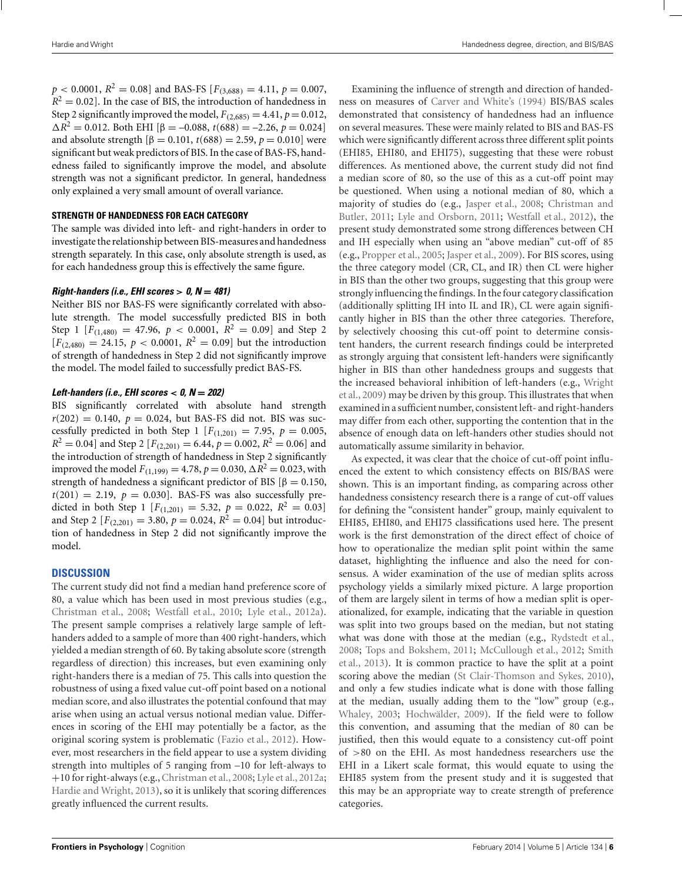$p < 0.0001$, $R^2 = 0.08$] and BAS-FS [$F_{(3,688)} = 4.11$, $p = 0.007$, $R^2 = 0.02$]. In the case of BIS, the introduction of handedness in Step 2 significantly improved the model, $F_{(2,685)} = 4.41$, $p = 0.012$, $\Delta R^2 = 0.012$. Both EHI [$\beta = -0.088$, $t(688) = -2.26$, $p = 0.024$] and absolute strength [$\beta = 0.101$, $t(688) = 2.59$, $p = 0.010$] were significant but weak predictors of BIS. In the case of BAS-FS, handedness failed to significantly improve the model, and absolute strength was not a significant predictor. In general, handedness only explained a very small amount of overall variance.

### STRENGTH OF HANDEDNESS FOR EACH CATEGORY

The sample was divided into left- and right-handers in order to investigate the relationship between BIS-measures and handedness strength separately. In this case, only absolute strength is used, as for each handedness group this is effectively the same figure.

#### *Right-handers (i.e., EHI scores > 0, N = 481)*

Neither BIS nor BAS-FS were significantly correlated with absolute strength. The model successfully predicted BIS in both Step 1 [$F_{(1,480)} = 47.96$, $p < 0.0001$, $R^2 = 0.09$] and Step 2 [$F_{(2,480)} = 24.15$, $p < 0.0001$, $R^2 = 0.09$] but the introduction of strength of handedness in Step 2 did not significantly improve the model. The model failed to successfully predict BAS-FS.

#### *Left-handers (i.e., EHI scores < 0, N = 202)*

BIS significantly correlated with absolute hand strength $r(202) = 0.140$, $p = 0.024$, but BAS-FS did not. BIS was successfully predicted in both Step 1 [$F_{(1,201)} = 7.95$, $p = 0.005$, $R^2 = 0.04$] and Step 2 [$F_{(2,201)} = 6.44$, $p = 0.002$, $R^2 = 0.06$] and the introduction of strength of handedness in Step 2 significantly improved the model $F_{(1,199)} = 4.78$, $p = 0.030$, $\Delta R^2 = 0.023$, with strength of handedness a significant predictor of BIS [$\beta = 0.150$, $t(201) = 2.19$, $p = 0.030$]. BAS-FS was also successfully predicted in both Step 1 [$F_{(1,201)} = 5.32$, $p = 0.022$, $R^2 = 0.03$] and Step 2 [$F_{(2,201)} = 3.80$, $p = 0.024$, $R^2 = 0.04$] but introduction of handedness in Step 2 did not significantly improve the model.

## DISCUSSION

The current study did not find a median hand preference score of 80, a value which has been used in most previous studies (e.g., Christman et al., 2008; Westfall et al., 2010; Lyle et al., 2012a). The present sample comprises a relatively large sample of left-handers added to a sample of more than 400 right-handers, which yielded a median strength of 60. By taking absolute score (strength regardless of direction) this increases, but even examining only right-handers there is a median of 75. This calls into question the robustness of using a fixed value cut-off point based on a notional median score, and also illustrates the potential confound that may arise when using an actual versus notional median value. Differences in scoring of the EHI may potentially be a factor, as the original scoring system is problematic (Fazio et al., 2012). However, most researchers in the field appear to use a system dividing strength into multiples of 5 ranging from –10 for left-always to +10 for right-always (e.g., Christman et al., 2008; Lyle et al., 2012a; Hardie and Wright, 2013), so it is unlikely that scoring differences greatly influenced the current results.

Examining the influence of strength and direction of handedness on measures of Carver and White's (1994) BIS/BAS scales demonstrated that consistency of handedness had an influence on several measures. These were mainly related to BIS and BAS-FS which were significantly different across three different split points (EHI85, EHI80, and EHI75), suggesting that these were robust differences. As mentioned above, the current study did not find a median score of 80, so the use of this as a cut-off point may be questioned. When using a notional median of 80, which a majority of studies do (e.g., Jasper et al., 2008; Christman and Butler, 2011; Lyle and Orsborn, 2011; Westfall et al., 2012), the present study demonstrated some strong differences between CH and IH especially when using an "above median" cut-off of 85 (e.g., Propper et al., 2005; Jasper et al., 2009). For BIS scores, using the three category model (CR, CL, and IR) then CL were higher in BIS than the other two groups, suggesting that this group were strongly influencing the findings. In the four category classification (additionally splitting IH into IL and IR), CL were again significantly higher in BIS than the other three categories. Therefore, by selectively choosing this cut-off point to determine consistent handers, the current research findings could be interpreted as strongly arguing that consistent left-handers were significantly higher in BIS than other handedness groups and suggests that the increased behavioral inhibition of left-handers (e.g., Wright et al., 2009) may be driven by this group. This illustrates that when examined in a sufficient number, consistent left- and right-handers may differ from each other, supporting the contention that in the absence of enough data on left-handers other studies should not automatically assume similarity in behavior.

As expected, it was clear that the choice of cut-off point influenced the extent to which consistency effects on BIS/BAS were shown. This is an important finding, as comparing across other handedness consistency research there is a range of cut-off values for defining the "consistent hander" group, mainly equivalent to EHI85, EHI80, and EHI75 classifications used here. The present work is the first demonstration of the direct effect of choice of how to operationalize the median split point within the same dataset, highlighting the influence and also the need for consensus. A wider examination of the use of median splits across psychology yields a similarly mixed picture. A large proportion of them are largely silent in terms of how a median split is operationalized, for example, indicating that the variable in question was split into two groups based on the median, but not stating what was done with those at the median (e.g., Rydstedt et al., 2008; Tops and Bokshem, 2011; McCullough et al., 2012; Smith et al., 2013). It is common practice to have the split at a point scoring above the median (St Clair-Thomson and Sykes, 2010), and only a few studies indicate what is done with those falling at the median, usually adding them to the "low" group (e.g., Whaley, 2003; Hochwälder, 2009). If the field were to follow this convention, and assuming that the median of 80 can be justified, then this would equate to a consistency cut-off point of >80 on the EHI. As most handedness researchers use the EHI in a Likert scale format, this would equate to using the EHI85 system from the present study and it is suggested that this may be an appropriate way to create strength of preference categories.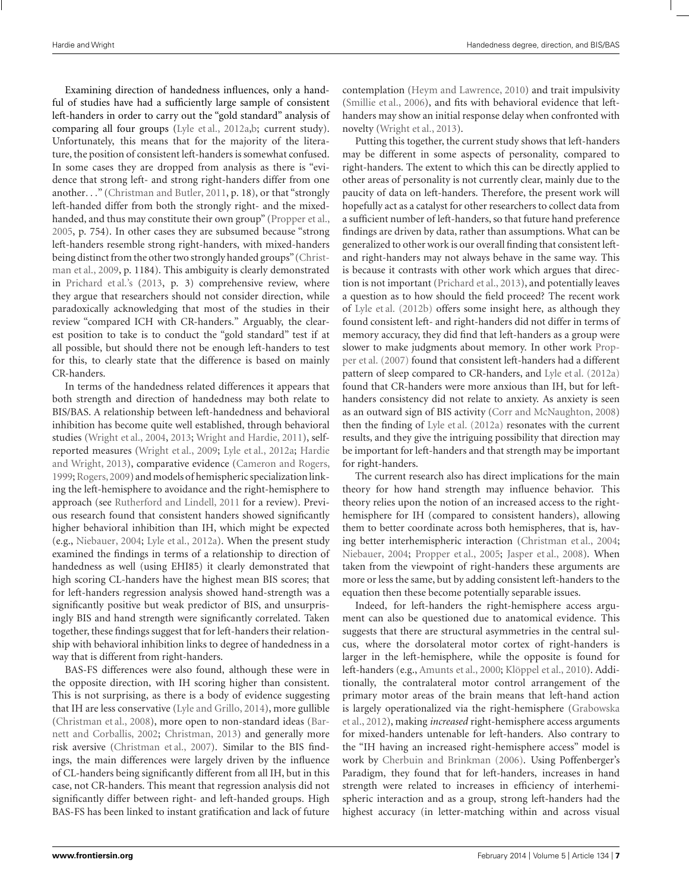Examining direction of handedness influences, only a handful of studies have had a sufficiently large sample of consistent left-handers in order to carry out the "gold standard" analysis of comparing all four groups (Lyle et al., 2012a,b; current study). Unfortunately, this means that for the majority of the literature, the position of consistent left-handers is somewhat confused. In some cases they are dropped from analysis as there is "evidence that strong left- and strong right-handers differ from one another. . ." (Christman and Butler, 2011, p. 18), or that "strongly left-handed differ from both the strongly right- and the mixed-handed, and thus may constitute their own group" (Propper et al., 2005, p. 754). In other cases they are subsumed because "strong left-handers resemble strong right-handers, with mixed-handers being distinct from the other two strongly handed groups" (Christman et al., 2009, p. 1184). This ambiguity is clearly demonstrated in Prichard et al.'s (2013, p. 3) comprehensive review, where they argue that researchers should not consider direction, while paradoxically acknowledging that most of the studies in their review "compared ICH with CR-handers." Arguably, the clearest position to take is to conduct the "gold standard" test if at all possible, but should there not be enough left-handers to test for this, to clearly state that the difference is based on mainly CR-handers.

In terms of the handedness related differences it appears that both strength and direction of handedness may both relate to BIS/BAS. A relationship between left-handedness and behavioral inhibition has become quite well established, through behavioral studies (Wright et al., 2004, 2013; Wright and Hardie, 2011), self-reported measures (Wright et al., 2009; Lyle et al., 2012a; Hardie and Wright, 2013), comparative evidence (Cameron and Rogers, 1999; Rogers, 2009) and models of hemispheric specialization linking the left-hemisphere to avoidance and the right-hemisphere to approach (see Rutherford and Lindell, 2011 for a review). Previous research found that consistent handers showed significantly higher behavioral inhibition than IH, which might be expected (e.g., Niebauer, 2004; Lyle et al., 2012a). When the present study examined the findings in terms of a relationship to direction of handedness as well (using EHI85) it clearly demonstrated that high scoring CL-handers have the highest mean BIS scores; that for left-handers regression analysis showed hand-strength was a significantly positive but weak predictor of BIS, and unsurprisingly BIS and hand strength were significantly correlated. Taken together, these findings suggest that for left-handers their relationship with behavioral inhibition links to degree of handedness in a way that is different from right-handers.

BAS-FS differences were also found, although these were in the opposite direction, with IH scoring higher than consistent. This is not surprising, as there is a body of evidence suggesting that IH are less conservative (Lyle and Grillo, 2014), more gullible (Christman et al., 2008), more open to non-standard ideas (Barnett and Corballis, 2002; Christman, 2013) and generally more risk aversive (Christman et al., 2007). Similar to the BIS findings, the main differences were largely driven by the influence of CL-handers being significantly different from all IH, but in this case, not CR-handers. This meant that regression analysis did not significantly differ between right- and left-handed groups. High BAS-FS has been linked to instant gratification and lack of future contemplation (Heym and Lawrence, 2010) and trait impulsivity (Smillie et al., 2006), and fits with behavioral evidence that left-handers may show an initial response delay when confronted with novelty (Wright et al., 2013).

Putting this together, the current study shows that left-handers may be different in some aspects of personality, compared to right-handers. The extent to which this can be directly applied to other areas of personality is not currently clear, mainly due to the paucity of data on left-handers. Therefore, the present work will hopefully act as a catalyst for other researchers to collect data from a sufficient number of left-handers, so that future hand preference findings are driven by data, rather than assumptions. What can be generalized to other work is our overall finding that consistent left- and right-handers may not always behave in the same way. This is because it contrasts with other work which argues that direction is not important (Prichard et al., 2013), and potentially leaves a question as to how should the field proceed? The recent work of Lyle et al. (2012b) offers some insight here, as although they found consistent left- and right-handers did not differ in terms of memory accuracy, they did find that left-handers as a group were slower to make judgments about memory. In other work Propper et al. (2007) found that consistent left-handers had a different pattern of sleep compared to CR-handers, and Lyle et al. (2012a) found that CR-handers were more anxious than IH, but for left-handers consistency did not relate to anxiety. As anxiety is seen as an outward sign of BIS activity (Corr and McNaughton, 2008) then the finding of Lyle et al. (2012a) resonates with the current results, and they give the intriguing possibility that direction may be important for left-handers and that strength may be important for right-handers.

The current research also has direct implications for the main theory for how hand strength may influence behavior. This theory relies upon the notion of an increased access to the right-hemisphere for IH (compared to consistent handers), allowing them to better coordinate across both hemispheres, that is, having better interhemispheric interaction (Christman et al., 2004; Niebauer, 2004; Propper et al., 2005; Jasper et al., 2008). When taken from the viewpoint of right-handers these arguments are more or less the same, but by adding consistent left-handers to the equation then these become potentially separable issues.

Indeed, for left-handers the right-hemisphere access argument can also be questioned due to anatomical evidence. This suggests that there are structural asymmetries in the central sulcus, where the dorsolateral motor cortex of right-handers is larger in the left-hemisphere, while the opposite is found for left-handers (e.g., Amunts et al., 2000; Klöppel et al., 2010). Additionally, the contralateral motor control arrangement of the primary motor areas of the brain means that left-hand action is largely operationalized via the right-hemisphere (Grabowska et al., 2012), making *increased* right-hemisphere access arguments for mixed-handers untenable for left-handers. Also contrary to the "IH having an increased right-hemisphere access" model is work by Cherbuin and Brinkman (2006). Using Poffenberger's Paradigm, they found that for left-handers, increases in hand strength were related to increases in efficiency of interhemispheric interaction and as a group, strong left-handers had the highest accuracy (in letter-matching within and across visual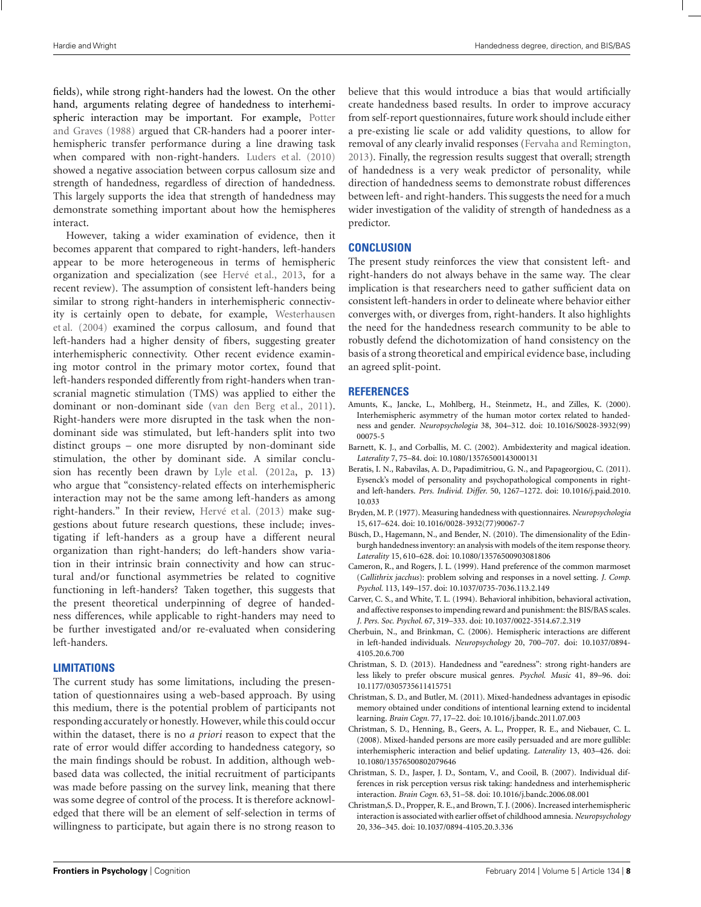fields), while strong right-handers had the lowest. On the other hand, arguments relating degree of handedness to interhemispheric interaction may be important. For example, Potter and Graves (1988) argued that CR-handers had a poorer interhemispheric transfer performance during a line drawing task when compared with non-right-handers. Luders et al. (2010) showed a negative association between corpus callosum size and strength of handedness, regardless of direction of handedness. This largely supports the idea that strength of handedness may demonstrate something important about how the hemispheres interact.

However, taking a wider examination of evidence, then it becomes apparent that compared to right-handers, left-handers appear to be more heterogeneous in terms of hemispheric organization and specialization (see Hervé et al., 2013, for a recent review). The assumption of consistent left-handers being similar to strong right-handers in interhemispheric connectivity is certainly open to debate, for example, Westerhausen et al. (2004) examined the corpus callosum, and found that left-handers had a higher density of fibers, suggesting greater interhemispheric connectivity. Other recent evidence examining motor control in the primary motor cortex, found that left-handers responded differently from right-handers when transcranial magnetic stimulation (TMS) was applied to either the dominant or non-dominant side (van den Berg et al., 2011). Right-handers were more disrupted in the task when the non-dominant side was stimulated, but left-handers split into two distinct groups – one more disrupted by non-dominant side stimulation, the other by dominant side. A similar conclusion has recently been drawn by Lyle et al. (2012a, p. 13) who argue that "consistency-related effects on interhemispheric interaction may not be the same among left-handers as among right-handers." In their review, Hervé et al. (2013) make suggestions about future research questions, these include; investigating if left-handers as a group have a different neural organization than right-handers; do left-handers show variation in their intrinsic brain connectivity and how can structural and/or functional asymmetries be related to cognitive functioning in left-handers? Taken together, this suggests that the present theoretical underpinning of degree of handedness differences, while applicable to right-handers may need to be further investigated and/or re-evaluated when considering left-handers.

## LIMITATIONS

The current study has some limitations, including the presentation of questionnaires using a web-based approach. By using this medium, there is the potential problem of participants not responding accurately or honestly. However, while this could occur within the dataset, there is no *a priori* reason to expect that the rate of error would differ according to handedness category, so the main findings should be robust. In addition, although web-based data was collected, the initial recruitment of participants was made before passing on the survey link, meaning that there was some degree of control of the process. It is therefore acknowledged that there will be an element of self-selection in terms of willingness to participate, but again there is no strong reason to believe that this would introduce a bias that would artificially create handedness based results. In order to improve accuracy from self-report questionnaires, future work should include either a pre-existing lie scale or add validity questions, to allow for removal of any clearly invalid responses (Fervaha and Remington, 2013). Finally, the regression results suggest that overall; strength of handedness is a very weak predictor of personality, while direction of handedness seems to demonstrate robust differences between left- and right-handers. This suggests the need for a much wider investigation of the validity of strength of handedness as a predictor.

## CONCLUSION

The present study reinforces the view that consistent left- and right-handers do not always behave in the same way. The clear implication is that researchers need to gather sufficient data on consistent left-handers in order to delineate where behavior either converges with, or diverges from, right-handers. It also highlights the need for the handedness research community to be able to robustly defend the dichotomization of hand consistency on the basis of a strong theoretical and empirical evidence base, including an agreed split-point.

## REFERENCES

Amunts, K., Jancke, L., Mohlberg, H., Steinmetz, H., and Zilles, K. (2000). Interhemispheric asymmetry of the human motor cortex related to handedness and gender. *Neuropsychologia* 38, 304–312. doi: 10.1016/S0028-3932(99)00075-5

Barnett, K. J., and Corballis, M. C. (2002). Ambidexterity and magical ideation. *Laterality* 7, 75–84. doi: 10.1080/13576500143000131

Beratis, I. N., Rabavilas, A. D., Papadimitriou, G. N., and Papageorgiou, C. (2011). Eysenck's model of personality and psychopathological components in right- and left-handers. *Pers. Individ. Differ.* 50, 1267–1272. doi: 10.1016/j.paid.2010.10.033

Bryden, M. P. (1977). Measuring handedness with questionnaires. *Neuropsychologia* 15, 617–624. doi: 10.1016/0028-3932(77)90067-7

Büsch, D., Hagemann, N., and Bender, N. (2010). The dimensionality of the Edinburgh handedness inventory: an analysis with models of the item response theory. *Laterality* 15, 610–628. doi: 10.1080/13576500903081806

Cameron, R., and Rogers, J. L. (1999). Hand preference of the common marmoset (*Callithrix jacchus*): problem solving and responses in a novel setting. *J. Comp. Psychol.* 113, 149–157. doi: 10.1037/0735-7036.113.2.149

Carver, C. S., and White, T. L. (1994). Behavioral inhibition, behavioral activation, and affective responses to impending reward and punishment: the BIS/BAS scales. *J. Pers. Soc. Psychol.* 67, 319–333. doi: 10.1037/0022-3514.67.2.319

Cherbuin, N., and Brinkman, C. (2006). Hemispheric interactions are different in left-handed individuals. *Neuropsychology* 20, 700–707. doi: 10.1037/0894-4105.20.6.700

Christman, S. D. (2013). Handedness and "earedness": strong right-handers are less likely to prefer obscure musical genres. *Psychol. Music* 41, 89–96. doi: 10.1177/0305735611415751

Christman, S. D., and Butler, M. (2011). Mixed-handedness advantages in episodic memory obtained under conditions of intentional learning extend to incidental learning. *Brain Cogn.* 77, 17–22. doi: 10.1016/j.bandc.2011.07.003

Christman, S. D., Henning, B., Geers, A. L., Propper, R. E., and Niebauer, C. L. (2008). Mixed-handed persons are more easily persuaded and are more gullible: interhemispheric interaction and belief updating. *Laterality* 13, 403–426. doi: 10.1080/13576500802079646

Christman, S. D., Jasper, J. D., Sontam, V., and Cooil, B. (2007). Individual differences in risk perception versus risk taking: handedness and interhemispheric interaction. *Brain Cogn.* 63, 51–58. doi: 10.1016/j.bandc.2006.08.001

Christman,S. D., Propper, R. E., and Brown, T. J. (2006). Increased interhemispheric interaction is associated with earlier offset of childhood amnesia. *Neuropsychology* 20, 336–345. doi: 10.1037/0894-4105.20.3.336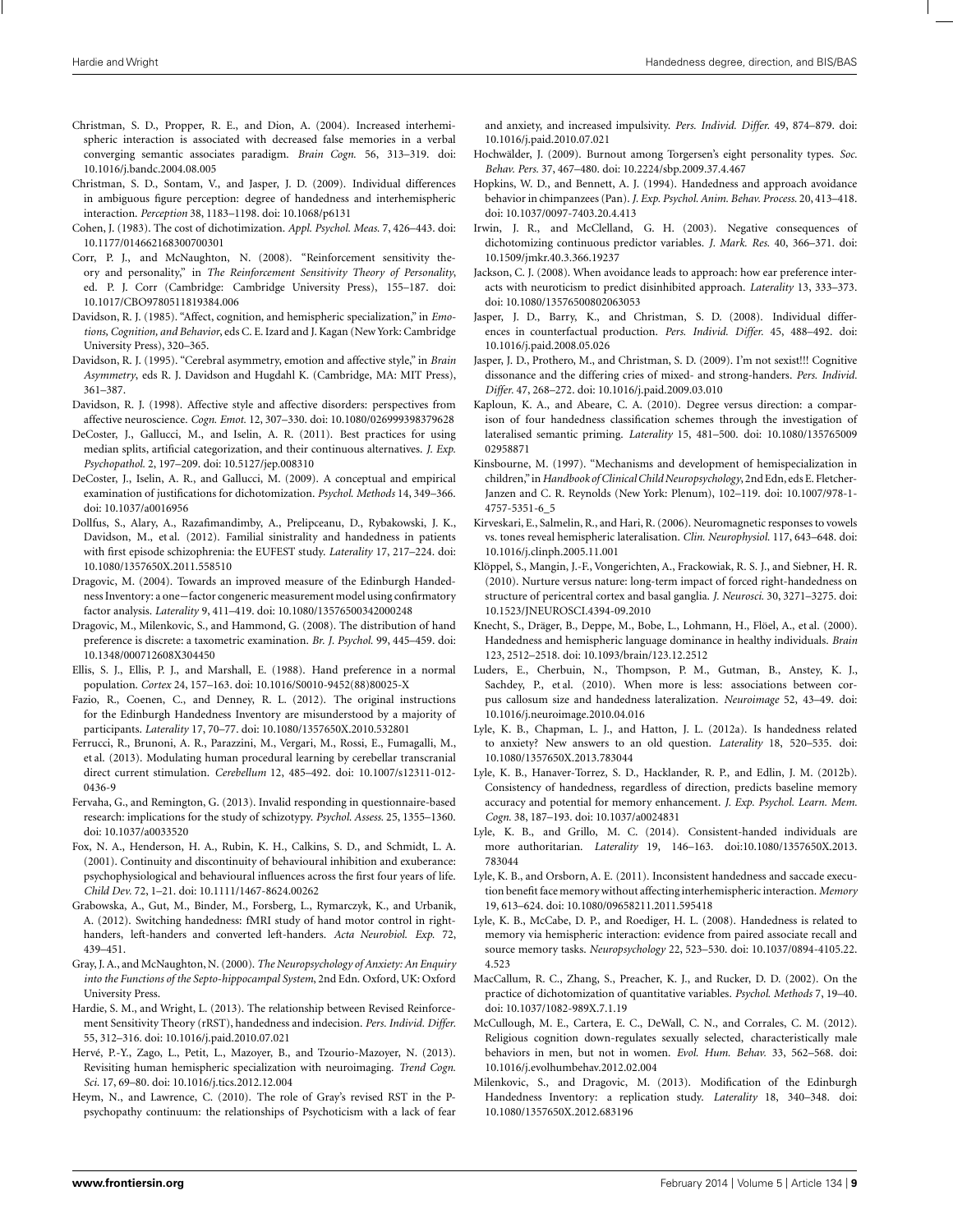Christman, S. D., Propper, R. E., and Dion, A. (2004). Increased interhemispheric interaction is associated with decreased false memories in a verbal converging semantic associates paradigm. *Brain Cogn.* 56, 313–319. doi: 10.1016/j.bandc.2004.08.005

Christman, S. D., Sontam, V., and Jasper, J. D. (2009). Individual differences in ambiguous figure perception: degree of handedness and interhemispheric interaction. *Perception* 38, 1183–1198. doi: 10.1068/p6131

Cohen, J. (1983). The cost of dichotimization. *Appl. Psychol. Meas.* 7, 426–443. doi: 10.1177/014662168300700301

Corr, P. J., and McNaughton, N. (2008). "Reinforcement sensitivity theory and personality," in *The Reinforcement Sensitivity Theory of Personality*, ed. P. J. Corr (Cambridge: Cambridge University Press), 155–187. doi: 10.1017/CBO9780511819384.006

Davidson, R. J. (1985). "Affect, cognition, and hemispheric specialization," in *Emotions, Cognition, and Behavior*, eds C. E. Izard and J. Kagan (New York: Cambridge University Press), 320–365.

Davidson, R. J. (1995). "Cerebral asymmetry, emotion and affective style," in *Brain Asymmetry*, eds R. J. Davidson and Hugdahl K. (Cambridge, MA: MIT Press), 361–387.

Davidson, R. J. (1998). Affective style and affective disorders: perspectives from affective neuroscience. *Cogn. Emot.* 12, 307–330. doi: 10.1080/026999398379628

DeCoster, J., Gallucci, M., and Iselin, A. R. (2011). Best practices for using median splits, artificial categorization, and their continuous alternatives. *J. Exp. Psychopathol.* 2, 197–209. doi: 10.5127/jep.008310

DeCoster, J., Iselin, A. R., and Gallucci, M. (2009). A conceptual and empirical examination of justifications for dichotomization. *Psychol. Methods* 14, 349–366. doi: 10.1037/a0016956

Dollfus, S., Alary, A., Razafimandimby, A., Prelipceanu, D., Rybakowski, J. K., Davidson, M., et al. (2012). Familial sinistrality and handedness in patients with first episode schizophrenia: the EUFEST study. *Laterality* 17, 217–224. doi: 10.1080/1357650X.2011.558510

Dragovic, M. (2004). Towards an improved measure of the Edinburgh Handedness Inventory: a one−factor congeneric measurement model using confirmatory factor analysis. *Laterality* 9, 411–419. doi: 10.1080/13576500342000248

Dragovic, M., Milenkovic, S., and Hammond, G. (2008). The distribution of hand preference is discrete: a taxometric examination. *Br. J. Psychol.* 99, 445–459. doi: 10.1348/000712608X304450

Ellis, S. J., Ellis, P. J., and Marshall, E. (1988). Hand preference in a normal population. *Cortex* 24, 157–163. doi: 10.1016/S0010-9452(88)80025-X

Fazio, R., Coenen, C., and Denney, R. L. (2012). The original instructions for the Edinburgh Handedness Inventory are misunderstood by a majority of participants. *Laterality* 17, 70–77. doi: 10.1080/1357650X.2010.532801

Ferrucci, R., Brunoni, A. R., Parazzini, M., Vergari, M., Rossi, E., Fumagalli, M., et al. (2013). Modulating human procedural learning by cerebellar transcranial direct current stimulation. *Cerebellum* 12, 485–492. doi: 10.1007/s12311-012-0436-9

Fervaha, G., and Remington, G. (2013). Invalid responding in questionnaire-based research: implications for the study of schizotypy. *Psychol. Assess.* 25, 1355–1360. doi: 10.1037/a0033520

Fox, N. A., Henderson, H. A., Rubin, K. H., Calkins, S. D., and Schmidt, L. A. (2001). Continuity and discontinuity of behavioural inhibition and exuberance: psychophysiological and behavioural influences across the first four years of life. *Child Dev.* 72, 1–21. doi: 10.1111/1467-8624.00262

Grabowska, A., Gut, M., Binder, M., Forsberg, L., Rymarczyk, K., and Urbanik, A. (2012). Switching handedness: fMRI study of hand motor control in right-handers, left-handers and converted left-handers. *Acta Neurobiol. Exp.* 72, 439–451.

Gray, J. A., and McNaughton, N. (2000). *The Neuropsychology of Anxiety: An Enquiry into the Functions of the Septo-hippocampal System*, 2nd Edn. Oxford, UK: Oxford University Press.

Hardie, S. M., and Wright, L. (2013). The relationship between Revised Reinforcement Sensitivity Theory (rRST), handedness and indecision. *Pers. Individ. Differ.* 55, 312–316. doi: 10.1016/j.paid.2010.07.021

Hervé, P.-Y., Zago, L., Petit, L., Mazoyer, B., and Tzourio-Mazoyer, N. (2013). Revisiting human hemispheric specialization with neuroimaging. *Trend Cogn. Sci.* 17, 69–80. doi: 10.1016/j.tics.2012.12.004

Heym, N., and Lawrence, C. (2010). The role of Gray's revised RST in the P-psychopathy continuum: the relationships of Psychoticism with a lack of fear and anxiety, and increased impulsivity. *Pers. Individ. Differ.* 49, 874–879. doi: 10.1016/j.paid.2010.07.021

Hochwälder, J. (2009). Burnout among Torgersen's eight personality types. *Soc. Behav. Pers.* 37, 467–480. doi: 10.2224/sbp.2009.37.4.467

Hopkins, W. D., and Bennett, A. J. (1994). Handedness and approach avoidance behavior in chimpanzees (Pan). *J. Exp. Psychol. Anim. Behav. Process.* 20, 413–418. doi: 10.1037/0097-7403.20.4.413

Irwin, J. R., and McClelland, G. H. (2003). Negative consequences of dichotomizing continuous predictor variables. *J. Mark. Res.* 40, 366–371. doi: 10.1509/jmkr.40.3.366.19237

Jackson, C. J. (2008). When avoidance leads to approach: how ear preference interacts with neuroticism to predict disinhibited approach. *Laterality* 13, 333–373. doi: 10.1080/13576500802063053

Jasper, J. D., Barry, K., and Christman, S. D. (2008). Individual differences in counterfactual production. *Pers. Individ. Differ.* 45, 488–492. doi: 10.1016/j.paid.2008.05.026

Jasper, J. D., Prothero, M., and Christman, S. D. (2009). I'm not sexist!!! Cognitive dissonance and the differing cries of mixed- and strong-handers. *Pers. Individ. Differ.* 47, 268–272. doi: 10.1016/j.paid.2009.03.010

Kaploun, K. A., and Abeare, C. A. (2010). Degree versus direction: a comparison of four handedness classification schemes through the investigation of lateralised semantic priming. *Laterality* 15, 481–500. doi: 10.1080/13576500902958871

Kinsbourne, M. (1997). "Mechanisms and development of hemispecialization in children," in *Handbook of Clinical Child Neuropsychology*, 2nd Edn, eds E. Fletcher-Janzen and C. R. Reynolds (New York: Plenum), 102–119. doi: 10.1007/978-1-4757-5351-6_5

Kirveskari, E., Salmelin, R., and Hari, R. (2006). Neuromagnetic responses to vowels vs. tones reveal hemispheric lateralisation. *Clin. Neurophysiol.* 117, 643–648. doi: 10.1016/j.clinph.2005.11.001

Klöppel, S., Mangin, J.-F., Vongerichten, A., Frackowiak, R. S. J., and Siebner, H. R. (2010). Nurture versus nature: long-term impact of forced right-handedness on structure of pericentral cortex and basal ganglia. *J. Neurosci.* 30, 3271–3275. doi: 10.1523/JNEUROSCI.4394-09.2010

Knecht, S., Dräger, B., Deppe, M., Bobe, L., Lohmann, H., Flöel, A., et al. (2000). Handedness and hemispheric language dominance in healthy individuals. *Brain* 123, 2512–2518. doi: 10.1093/brain/123.12.2512

Luders, E., Cherbuin, N., Thompson, P. M., Gutman, B., Anstey, K. J., Sachdey, P., et al. (2010). When more is less: associations between corpus callosum size and handedness lateralization. *Neuroimage* 52, 43–49. doi: 10.1016/j.neuroimage.2010.04.016

Lyle, K. B., Chapman, L. J., and Hatton, J. L. (2012a). Is handedness related to anxiety? New answers to an old question. *Laterality* 18, 520–535. doi: 10.1080/1357650X.2013.783044

Lyle, K. B., Hanaver-Torrez, S. D., Hacklander, R. P., and Edlin, J. M. (2012b). Consistency of handedness, regardless of direction, predicts baseline memory accuracy and potential for memory enhancement. *J. Exp. Psychol. Learn. Mem. Cogn.* 38, 187–193. doi: 10.1037/a0024831

Lyle, K. B., and Grillo, M. C. (2014). Consistent-handed individuals are more authoritarian. *Laterality* 19, 146–163. doi:10.1080/1357650X.2013.783044

Lyle, K. B., and Orsborn, A. E. (2011). Inconsistent handedness and saccade execution benefit face memory without affecting interhemispheric interaction. *Memory* 19, 613–624. doi: 10.1080/09658211.2011.595418

Lyle, K. B., McCabe, D. P., and Roediger, H. L. (2008). Handedness is related to memory via hemispheric interaction: evidence from paired associate recall and source memory tasks. *Neuropsychology* 22, 523–530. doi: 10.1037/0894-4105.22.4.523

MacCallum, R. C., Zhang, S., Preacher, K. J., and Rucker, D. D. (2002). On the practice of dichotomization of quantitative variables. *Psychol. Methods* 7, 19–40. doi: 10.1037/1082-989X.7.1.19

McCullough, M. E., Cartera, E. C., DeWall, C. N., and Corrales, C. M. (2012). Religious cognition down-regulates sexually selected, characteristically male behaviors in men, but not in women. *Evol. Hum. Behav.* 33, 562–568. doi: 10.1016/j.evolhumbehav.2012.02.004

Milenkovic, S., and Dragovic, M. (2013). Modification of the Edinburgh Handedness Inventory: a replication study. *Laterality* 18, 340–348. doi: 10.1080/1357650X.2012.683196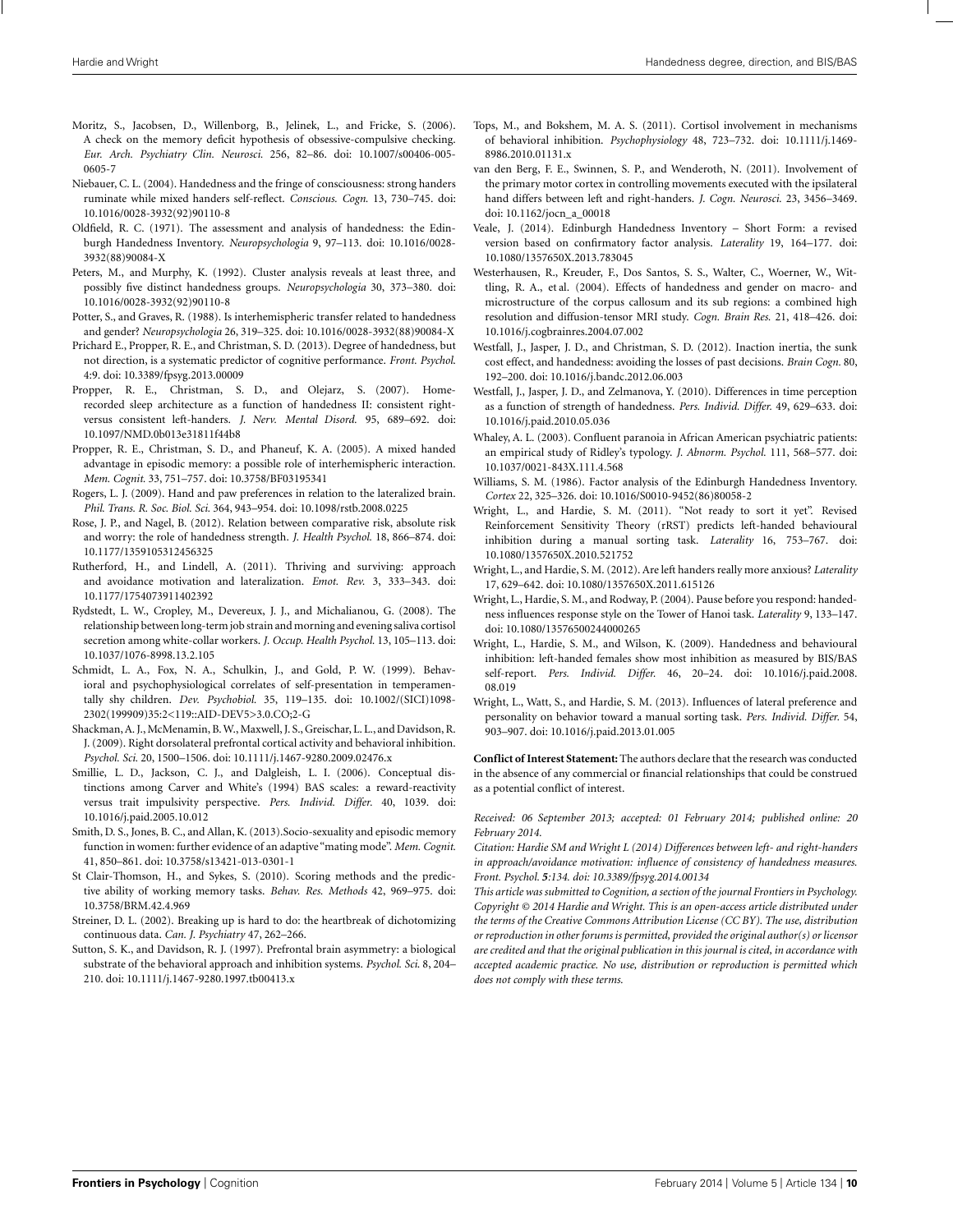Moritz, S., Jacobsen, D., Willenborg, B., Jelinek, L., and Fricke, S. (2006). A check on the memory deficit hypothesis of obsessive-compulsive checking. *Eur. Arch. Psychiatry Clin. Neurosci.* 256, 82–86. doi: 10.1007/s00406-005-0605-7

Niebauer, C. L. (2004). Handedness and the fringe of consciousness: strong handers ruminate while mixed handers self-reflect. *Conscious. Cogn.* 13, 730–745. doi: 10.1016/0028-3932(92)90110-8

Oldfield, R. C. (1971). The assessment and analysis of handedness: the Edinburgh Handedness Inventory. *Neuropsychologia* 9, 97–113. doi: 10.1016/0028-3932(88)90084-X

Peters, M., and Murphy, K. (1992). Cluster analysis reveals at least three, and possibly five distinct handedness groups. *Neuropsychologia* 30, 373–380. doi: 10.1016/0028-3932(92)90110-8

Potter, S., and Graves, R. (1988). Is interhemispheric transfer related to handedness and gender? *Neuropsychologia* 26, 319–325. doi: 10.1016/0028-3932(88)90084-X

Prichard E., Propper, R. E., and Christman, S. D. (2013). Degree of handedness, but not direction, is a systematic predictor of cognitive performance. *Front. Psychol.* 4:9. doi: 10.3389/fpsyg.2013.00009

Propper, R. E., Christman, S. D., and Olejarz, S. (2007). Home-recorded sleep architecture as a function of handedness II: consistent right-versus consistent left-handers. *J. Nerv. Mental Disord.* 95, 689–692. doi: 10.1097/NMD.0b013e31811f44b8

Propper, R. E., Christman, S. D., and Phaneuf, K. A. (2005). A mixed handed advantage in episodic memory: a possible role of interhemispheric interaction. *Mem. Cognit.* 33, 751–757. doi: 10.3758/BF03195341

Rogers, L. J. (2009). Hand and paw preferences in relation to the lateralized brain. *Phil. Trans. R. Soc. Biol. Sci.* 364, 943–954. doi: 10.1098/rstb.2008.0225

Rose, J. P., and Nagel, B. (2012). Relation between comparative risk, absolute risk and worry: the role of handedness strength. *J. Health Psychol.* 18, 866–874. doi: 10.1177/1359105312456325

Rutherford, H., and Lindell, A. (2011). Thriving and surviving: approach and avoidance motivation and lateralization. *Emot. Rev.* 3, 333–343. doi: 10.1177/1754073911402392

Rydstedt, L. W., Cropley, M., Devereux, J. J., and Michalianou, G. (2008). The relationship between long-term job strain and morning and evening saliva cortisol secretion among white-collar workers. *J. Occup. Health Psychol.* 13, 105–113. doi: 10.1037/1076-8998.13.2.105

Schmidt, L. A., Fox, N. A., Schulkin, J., and Gold, P. W. (1999). Behavioral and psychophysiological correlates of self-presentation in temperamentally shy children. *Dev. Psychobiol.* 35, 119–135. doi: 10.1002/(SICI)1098-2302(199909)35:2<119::AID-DEV5>3.0.CO;2-G

Shackman, A. J., McMenamin, B. W., Maxwell, J. S., Greischar, L. L., and Davidson, R. J. (2009). Right dorsolateral prefrontal cortical activity and behavioral inhibition. *Psychol. Sci.* 20, 1500–1506. doi: 10.1111/j.1467-9280.2009.02476.x

Smillie, L. D., Jackson, C. J., and Dalgleish, L. I. (2006). Conceptual distinctions among Carver and White's (1994) BAS scales: a reward-reactivity versus trait impulsivity perspective. *Pers. Individ. Differ.* 40, 1039. doi: 10.1016/j.paid.2005.10.012

Smith, D. S., Jones, B. C., and Allan, K. (2013).Socio-sexuality and episodic memory function in women: further evidence of an adaptive "mating mode". *Mem. Cognit.* 41, 850–861. doi: 10.3758/s13421-013-0301-1

St Clair-Thomson, H., and Sykes, S. (2010). Scoring methods and the predictive ability of working memory tasks. *Behav. Res. Methods* 42, 969–975. doi: 10.3758/BRM.42.4.969

Streiner, D. L. (2002). Breaking up is hard to do: the heartbreak of dichotomizing continuous data. *Can. J. Psychiatry* 47, 262–266.

Sutton, S. K., and Davidson, R. J. (1997). Prefrontal brain asymmetry: a biological substrate of the behavioral approach and inhibition systems. *Psychol. Sci.* 8, 204–210. doi: 10.1111/j.1467-9280.1997.tb00413.x

Tops, M., and Bokshem, M. A. S. (2011). Cortisol involvement in mechanisms of behavioral inhibition. *Psychophysiology* 48, 723–732. doi: 10.1111/j.1469-8986.2010.01131.x

van den Berg, F. E., Swinnen, S. P., and Wenderoth, N. (2011). Involvement of the primary motor cortex in controlling movements executed with the ipsilateral hand differs between left and right-handers. *J. Cogn. Neurosci.* 23, 3456–3469. doi: 10.1162/jocn_a_00018

Veale, J. (2014). Edinburgh Handedness Inventory – Short Form: a revised version based on confirmatory factor analysis. *Laterality* 19, 164–177. doi: 10.1080/1357650X.2013.783045

Westerhausen, R., Kreuder, F., Dos Santos, S. S., Walter, C., Woerner, W., Wittling, R. A., et al. (2004). Effects of handedness and gender on macro- and microstructure of the corpus callosum and its sub regions: a combined high resolution and diffusion-tensor MRI study. *Cogn. Brain Res.* 21, 418–426. doi: 10.1016/j.cogbrainres.2004.07.002

Westfall, J., Jasper, J. D., and Christman, S. D. (2012). Inaction inertia, the sunk cost effect, and handedness: avoiding the losses of past decisions. *Brain Cogn.* 80, 192–200. doi: 10.1016/j.bandc.2012.06.003

Westfall, J., Jasper, J. D., and Zelmanova, Y. (2010). Differences in time perception as a function of strength of handedness. *Pers. Individ. Differ.* 49, 629–633. doi: 10.1016/j.paid.2010.05.036

Whaley, A. L. (2003). Confluent paranoia in African American psychiatric patients: an empirical study of Ridley's typology. *J. Abnorm. Psychol.* 111, 568–577. doi: 10.1037/0021-843X.111.4.568

Williams, S. M. (1986). Factor analysis of the Edinburgh Handedness Inventory. *Cortex* 22, 325–326. doi: 10.1016/S0010-9452(86)80058-2

Wright, L., and Hardie, S. M. (2011). "Not ready to sort it yet". Revised Reinforcement Sensitivity Theory (rRST) predicts left-handed behavioural inhibition during a manual sorting task. *Laterality* 16, 753–767. doi: 10.1080/1357650X.2010.521752

Wright, L., and Hardie, S. M. (2012). Are left handers really more anxious? *Laterality* 17, 629–642. doi: 10.1080/1357650X.2011.615126

Wright, L., Hardie, S. M., and Rodway, P. (2004). Pause before you respond: handedness influences response style on the Tower of Hanoi task. *Laterality* 9, 133–147. doi: 10.1080/13576500244000265

Wright, L., Hardie, S. M., and Wilson, K. (2009). Handedness and behavioural inhibition: left-handed females show most inhibition as measured by BIS/BAS self-report. *Pers. Individ. Differ.* 46, 20–24. doi: 10.1016/j.paid.2008.08.019

Wright, L., Watt, S., and Hardie, S. M. (2013). Influences of lateral preference and personality on behavior toward a manual sorting task. *Pers. Individ. Differ.* 54, 903–907. doi: 10.1016/j.paid.2013.01.005

**Conflict of Interest Statement:** The authors declare that the research was conducted in the absence of any commercial or financial relationships that could be construed as a potential conflict of interest.

*Received: 06 September 2013; accepted: 01 February 2014; published online: 20 February 2014.*

*Citation: Hardie SM and Wright L (2014) Differences between left- and right-handers in approach/avoidance motivation: influence of consistency of handedness measures. Front. Psychol.* ***5****:134. doi: 10.3389/fpsyg.2014.00134*

*This article was submitted to Cognition, a section of the journal Frontiers in Psychology. Copyright © 2014 Hardie and Wright. This is an open-access article distributed under the terms of the Creative Commons Attribution License (CC BY). The use, distribution or reproduction in other forums is permitted, provided the original author(s) or licensor are credited and that the original publication in this journal is cited, in accordance with accepted academic practice. No use, distribution or reproduction is permitted which does not comply with these terms.*